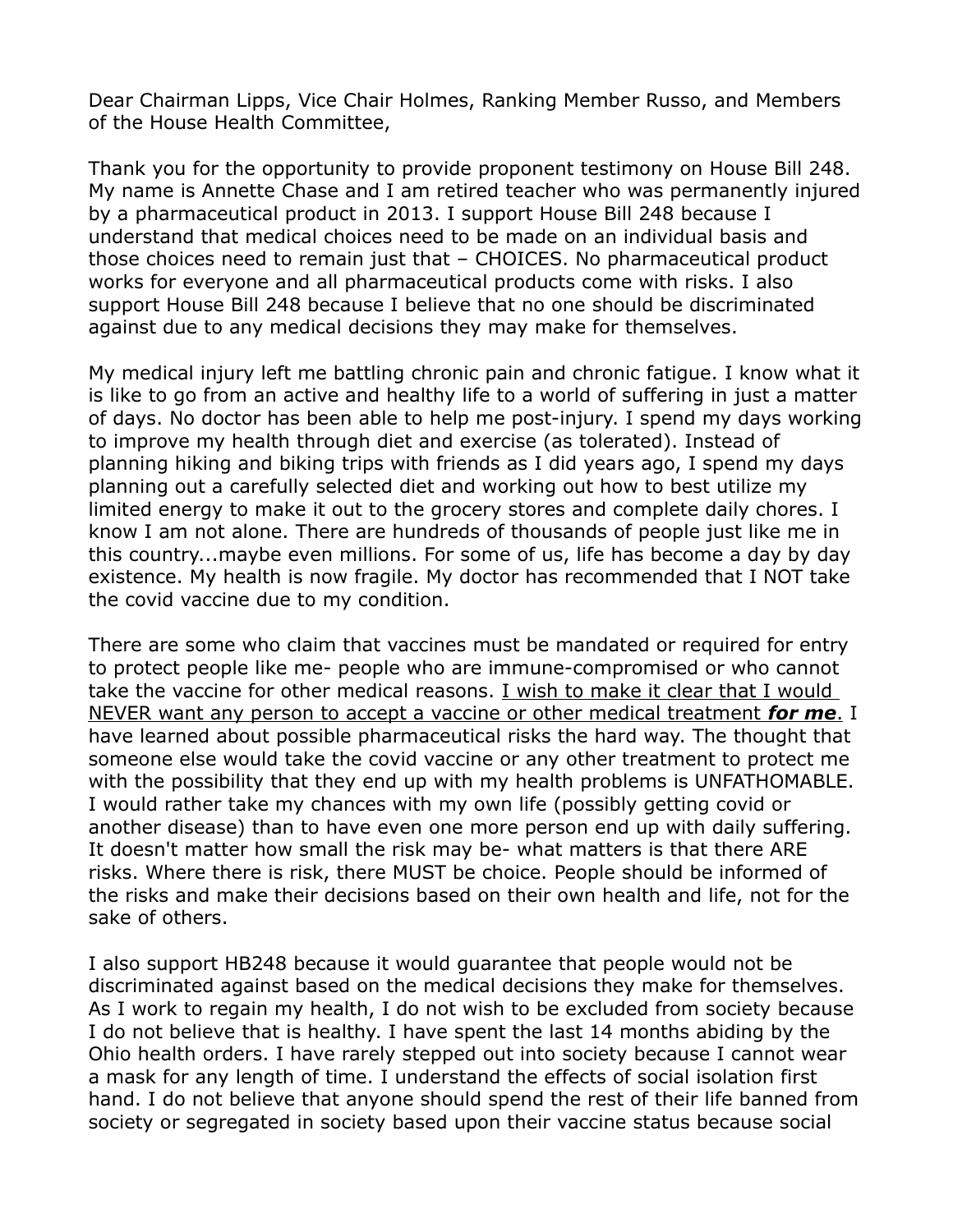Dear Chairman Lipps, Vice Chair Holmes, Ranking Member Russo, and Members of the House Health Committee,

Thank you for the opportunity to provide proponent testimony on House Bill 248. My name is Annette Chase and I am retired teacher who was permanently injured by a pharmaceutical product in 2013. I support House Bill 248 because I understand that medical choices need to be made on an individual basis and those choices need to remain just that – CHOICES. No pharmaceutical product works for everyone and all pharmaceutical products come with risks. I also support House Bill 248 because I believe that no one should be discriminated against due to any medical decisions they may make for themselves.

My medical injury left me battling chronic pain and chronic fatigue. I know what it is like to go from an active and healthy life to a world of suffering in just a matter of days. No doctor has been able to help me post-injury. I spend my days working to improve my health through diet and exercise (as tolerated). Instead of planning hiking and biking trips with friends as I did years ago, I spend my days planning out a carefully selected diet and working out how to best utilize my limited energy to make it out to the grocery stores and complete daily chores. I know I am not alone. There are hundreds of thousands of people just like me in this country...maybe even millions. For some of us, life has become a day by day existence. My health is now fragile. My doctor has recommended that I NOT take the covid vaccine due to my condition.

There are some who claim that vaccines must be mandated or required for entry to protect people like me- people who are immune-compromised or who cannot take the vaccine for other medical reasons. <u>I wish to make it clear that I would NEVER want any person to accept a vaccine or other medical treatment ***for me***</u>. I have learned about possible pharmaceutical risks the hard way. The thought that someone else would take the covid vaccine or any other treatment to protect me with the possibility that they end up with my health problems is UNFATHOMABLE. I would rather take my chances with my own life (possibly getting covid or another disease) than to have even one more person end up with daily suffering. It doesn't matter how small the risk may be- what matters is that there ARE risks. Where there is risk, there MUST be choice. People should be informed of the risks and make their decisions based on their own health and life, not for the sake of others.

I also support HB248 because it would guarantee that people would not be discriminated against based on the medical decisions they make for themselves. As I work to regain my health, I do not wish to be excluded from society because I do not believe that is healthy. I have spent the last 14 months abiding by the Ohio health orders. I have rarely stepped out into society because I cannot wear a mask for any length of time. I understand the effects of social isolation first hand. I do not believe that anyone should spend the rest of their life banned from society or segregated in society based upon their vaccine status because social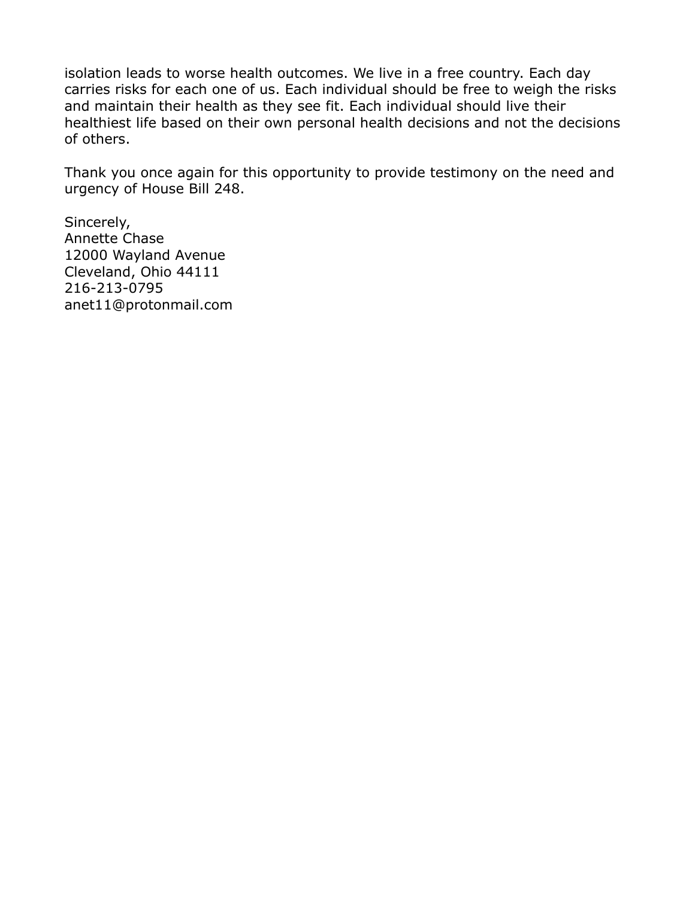isolation leads to worse health outcomes. We live in a free country. Each day carries risks for each one of us. Each individual should be free to weigh the risks and maintain their health as they see fit. Each individual should live their healthiest life based on their own personal health decisions and not the decisions of others.

Thank you once again for this opportunity to provide testimony on the need and urgency of House Bill 248.

Sincerely,
Annette Chase
12000 Wayland Avenue
Cleveland, Ohio 44111
216-213-0795
anet11@protonmail.com